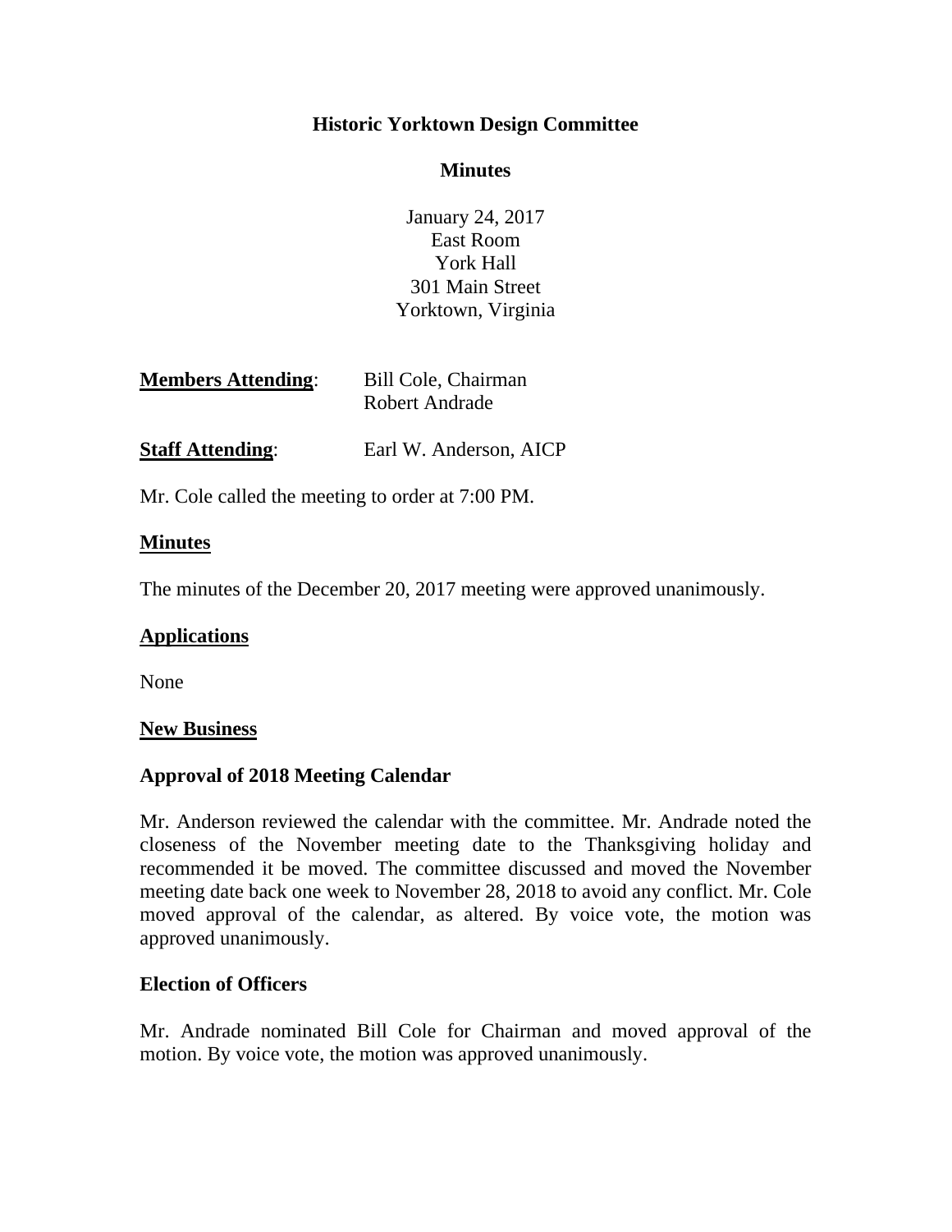**Historic Yorktown Design Committee**

**Minutes**

January 24, 2017
East Room
York Hall
301 Main Street
Yorktown, Virginia

**Members Attending**: Bill Cole, Chairman
Robert Andrade

**Staff Attending**: Earl W. Anderson, AICP

Mr. Cole called the meeting to order at 7:00 PM.

**Minutes**

The minutes of the December 20, 2017 meeting were approved unanimously.

**Applications**

None

**New Business**

**Approval of 2018 Meeting Calendar**

Mr. Anderson reviewed the calendar with the committee. Mr. Andrade noted the closeness of the November meeting date to the Thanksgiving holiday and recommended it be moved. The committee discussed and moved the November meeting date back one week to November 28, 2018 to avoid any conflict. Mr. Cole moved approval of the calendar, as altered. By voice vote, the motion was approved unanimously.

**Election of Officers**

Mr. Andrade nominated Bill Cole for Chairman and moved approval of the motion. By voice vote, the motion was approved unanimously.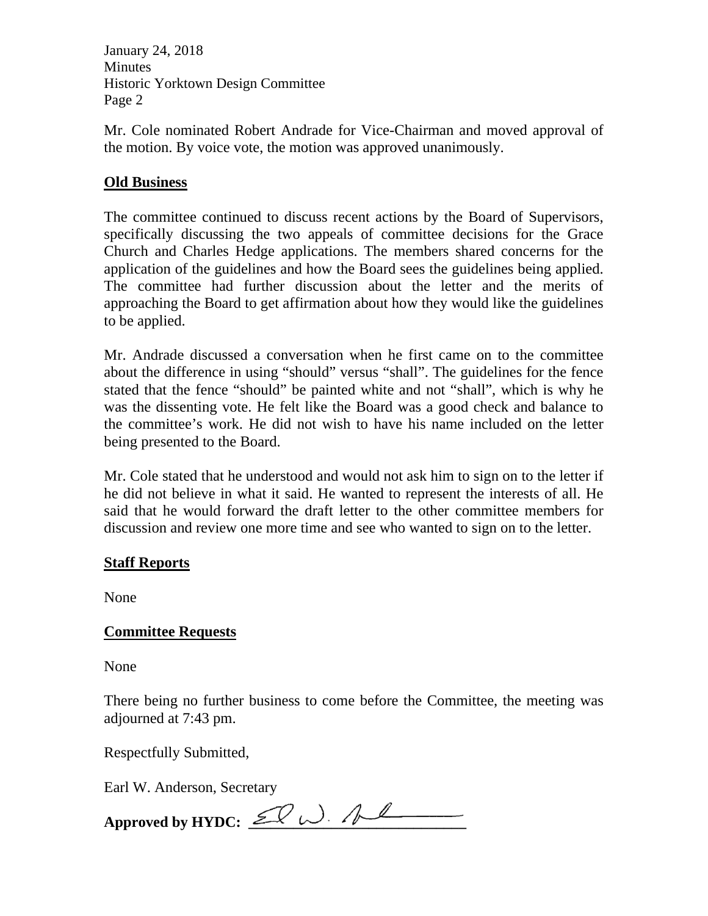Mr. Cole nominated Robert Andrade for Vice-Chairman and moved approval of the motion. By voice vote, the motion was approved unanimously.

## Old Business

The committee continued to discuss recent actions by the Board of Supervisors, specifically discussing the two appeals of committee decisions for the Grace Church and Charles Hedge applications. The members shared concerns for the application of the guidelines and how the Board sees the guidelines being applied. The committee had further discussion about the letter and the merits of approaching the Board to get affirmation about how they would like the guidelines to be applied.

Mr. Andrade discussed a conversation when he first came on to the committee about the difference in using "should" versus "shall". The guidelines for the fence stated that the fence "should" be painted white and not "shall", which is why he was the dissenting vote. He felt like the Board was a good check and balance to the committee's work. He did not wish to have his name included on the letter being presented to the Board.

Mr. Cole stated that he understood and would not ask him to sign on to the letter if he did not believe in what it said. He wanted to represent the interests of all. He said that he would forward the draft letter to the other committee members for discussion and review one more time and see who wanted to sign on to the letter.

## Staff Reports

None

## Committee Requests

None

There being no further business to come before the Committee, the meeting was adjourned at 7:43 pm.

Respectfully Submitted,

Earl W. Anderson, Secretary

**Approved by HYDC:** ___________________________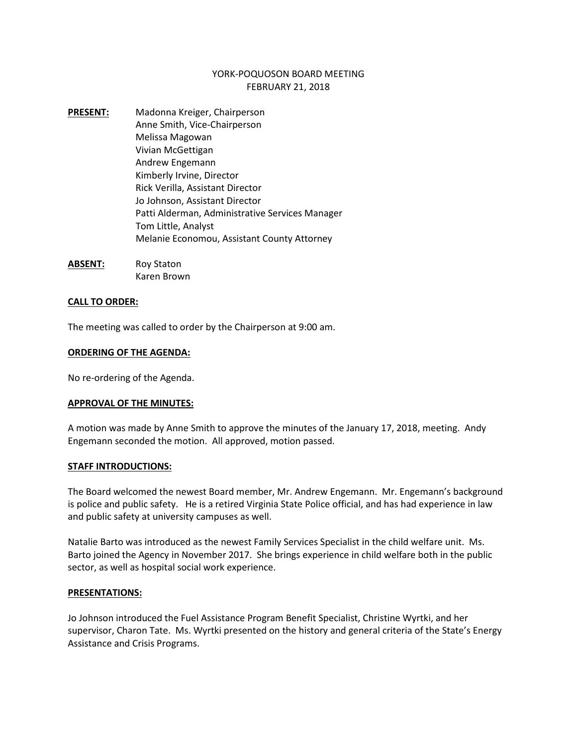YORK-POQUOSON BOARD MEETING
FEBRUARY 21, 2018

**PRESENT:**
Madonna Kreiger, Chairperson
Anne Smith, Vice-Chairperson
Melissa Magowan
Vivian McGettigan
Andrew Engemann
Kimberly Irvine, Director
Rick Verilla, Assistant Director
Jo Johnson, Assistant Director
Patti Alderman, Administrative Services Manager
Tom Little, Analyst
Melanie Economou, Assistant County Attorney

**ABSENT:**
Roy Staton
Karen Brown

**CALL TO ORDER:**

The meeting was called to order by the Chairperson at 9:00 am.

**ORDERING OF THE AGENDA:**

No re-ordering of the Agenda.

**APPROVAL OF THE MINUTES:**

A motion was made by Anne Smith to approve the minutes of the January 17, 2018, meeting. Andy Engemann seconded the motion. All approved, motion passed.

**STAFF INTRODUCTIONS:**

The Board welcomed the newest Board member, Mr. Andrew Engemann. Mr. Engemann's background is police and public safety. He is a retired Virginia State Police official, and has had experience in law and public safety at university campuses as well.

Natalie Barto was introduced as the newest Family Services Specialist in the child welfare unit. Ms. Barto joined the Agency in November 2017. She brings experience in child welfare both in the public sector, as well as hospital social work experience.

**PRESENTATIONS:**

Jo Johnson introduced the Fuel Assistance Program Benefit Specialist, Christine Wyrtki, and her supervisor, Charon Tate. Ms. Wyrtki presented on the history and general criteria of the State's Energy Assistance and Crisis Programs.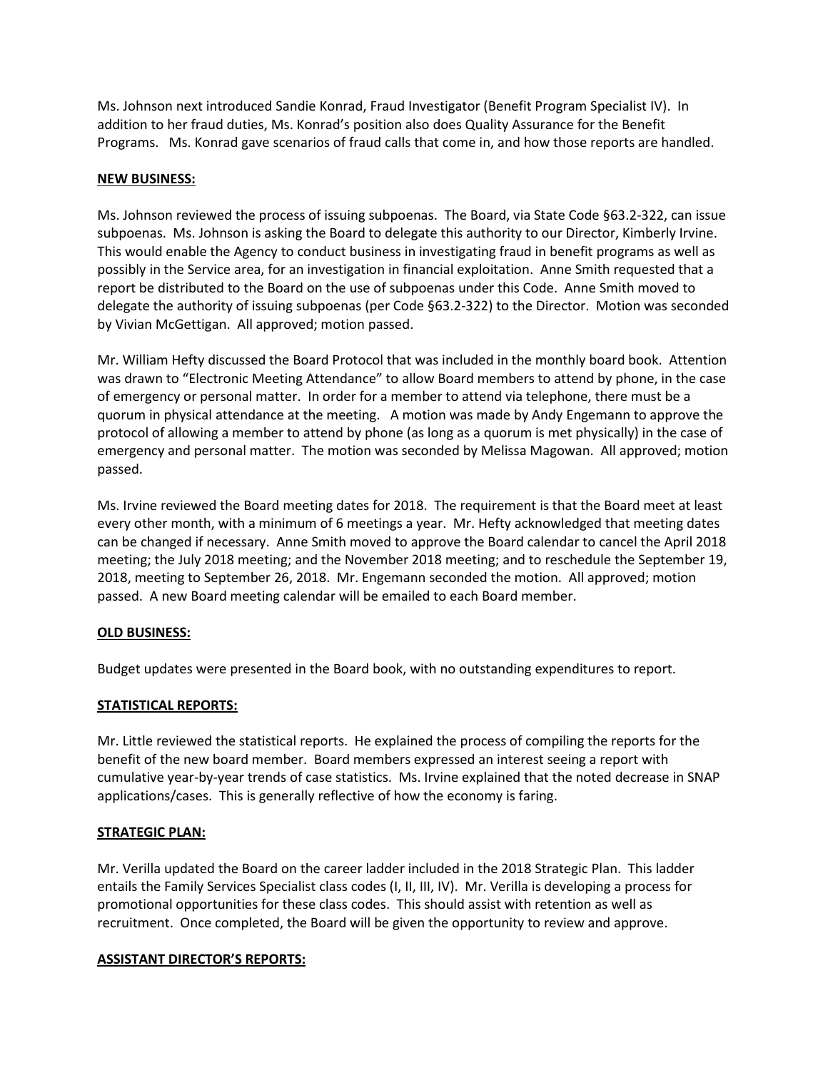Ms. Johnson next introduced Sandie Konrad, Fraud Investigator (Benefit Program Specialist IV). In addition to her fraud duties, Ms. Konrad's position also does Quality Assurance for the Benefit Programs. Ms. Konrad gave scenarios of fraud calls that come in, and how those reports are handled.

**NEW BUSINESS:**

Ms. Johnson reviewed the process of issuing subpoenas. The Board, via State Code §63.2-322, can issue subpoenas. Ms. Johnson is asking the Board to delegate this authority to our Director, Kimberly Irvine. This would enable the Agency to conduct business in investigating fraud in benefit programs as well as possibly in the Service area, for an investigation in financial exploitation. Anne Smith requested that a report be distributed to the Board on the use of subpoenas under this Code. Anne Smith moved to delegate the authority of issuing subpoenas (per Code §63.2-322) to the Director. Motion was seconded by Vivian McGettigan. All approved; motion passed.

Mr. William Hefty discussed the Board Protocol that was included in the monthly board book. Attention was drawn to "Electronic Meeting Attendance" to allow Board members to attend by phone, in the case of emergency or personal matter. In order for a member to attend via telephone, there must be a quorum in physical attendance at the meeting. A motion was made by Andy Engemann to approve the protocol of allowing a member to attend by phone (as long as a quorum is met physically) in the case of emergency and personal matter. The motion was seconded by Melissa Magowan. All approved; motion passed.

Ms. Irvine reviewed the Board meeting dates for 2018. The requirement is that the Board meet at least every other month, with a minimum of 6 meetings a year. Mr. Hefty acknowledged that meeting dates can be changed if necessary. Anne Smith moved to approve the Board calendar to cancel the April 2018 meeting; the July 2018 meeting; and the November 2018 meeting; and to reschedule the September 19, 2018, meeting to September 26, 2018. Mr. Engemann seconded the motion. All approved; motion passed. A new Board meeting calendar will be emailed to each Board member.

**OLD BUSINESS:**

Budget updates were presented in the Board book, with no outstanding expenditures to report.

**STATISTICAL REPORTS:**

Mr. Little reviewed the statistical reports. He explained the process of compiling the reports for the benefit of the new board member. Board members expressed an interest seeing a report with cumulative year-by-year trends of case statistics. Ms. Irvine explained that the noted decrease in SNAP applications/cases. This is generally reflective of how the economy is faring.

**STRATEGIC PLAN:**

Mr. Verilla updated the Board on the career ladder included in the 2018 Strategic Plan. This ladder entails the Family Services Specialist class codes (I, II, III, IV). Mr. Verilla is developing a process for promotional opportunities for these class codes. This should assist with retention as well as recruitment. Once completed, the Board will be given the opportunity to review and approve.

**ASSISTANT DIRECTOR'S REPORTS:**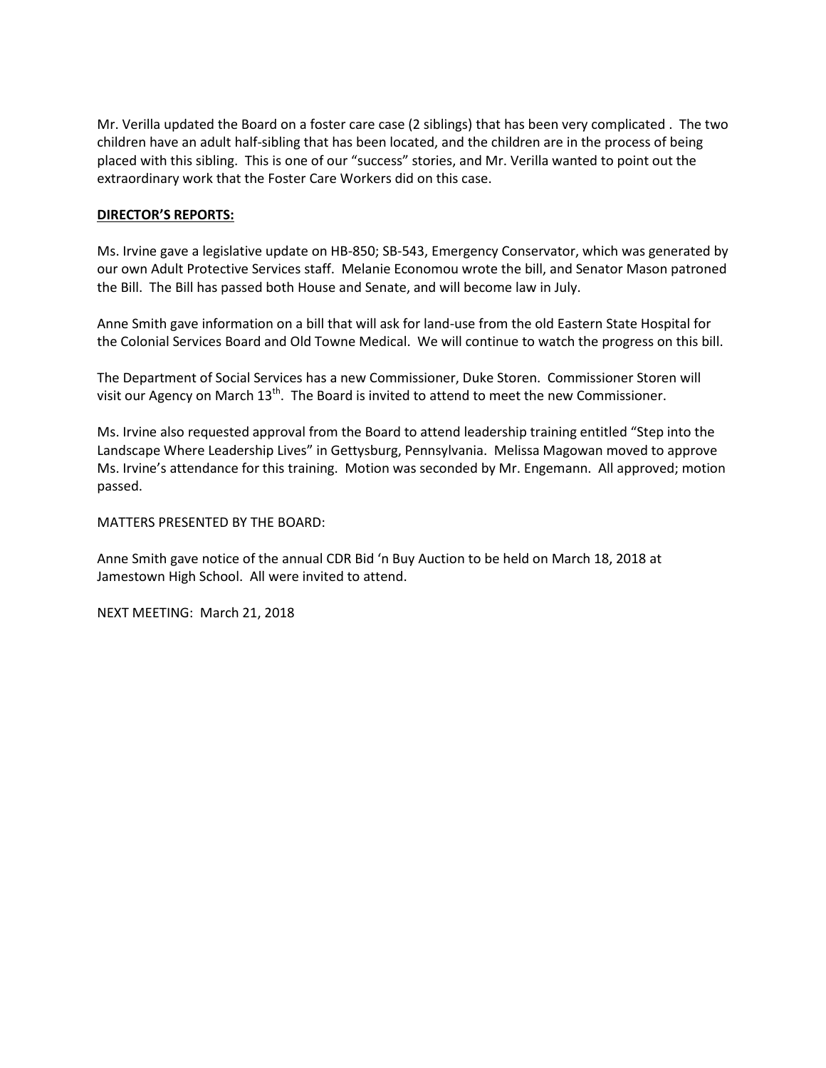Mr. Verilla updated the Board on a foster care case (2 siblings) that has been very complicated . The two children have an adult half-sibling that has been located, and the children are in the process of being placed with this sibling. This is one of our "success" stories, and Mr. Verilla wanted to point out the extraordinary work that the Foster Care Workers did on this case.

**DIRECTOR'S REPORTS:**

Ms. Irvine gave a legislative update on HB-850; SB-543, Emergency Conservator, which was generated by our own Adult Protective Services staff. Melanie Economou wrote the bill, and Senator Mason patroned the Bill. The Bill has passed both House and Senate, and will become law in July.

Anne Smith gave information on a bill that will ask for land-use from the old Eastern State Hospital for the Colonial Services Board and Old Towne Medical. We will continue to watch the progress on this bill.

The Department of Social Services has a new Commissioner, Duke Storen. Commissioner Storen will visit our Agency on March 13th. The Board is invited to attend to meet the new Commissioner.

Ms. Irvine also requested approval from the Board to attend leadership training entitled "Step into the Landscape Where Leadership Lives" in Gettysburg, Pennsylvania. Melissa Magowan moved to approve Ms. Irvine's attendance for this training. Motion was seconded by Mr. Engemann. All approved; motion passed.

MATTERS PRESENTED BY THE BOARD:

Anne Smith gave notice of the annual CDR Bid 'n Buy Auction to be held on March 18, 2018 at Jamestown High School. All were invited to attend.

NEXT MEETING: March 21, 2018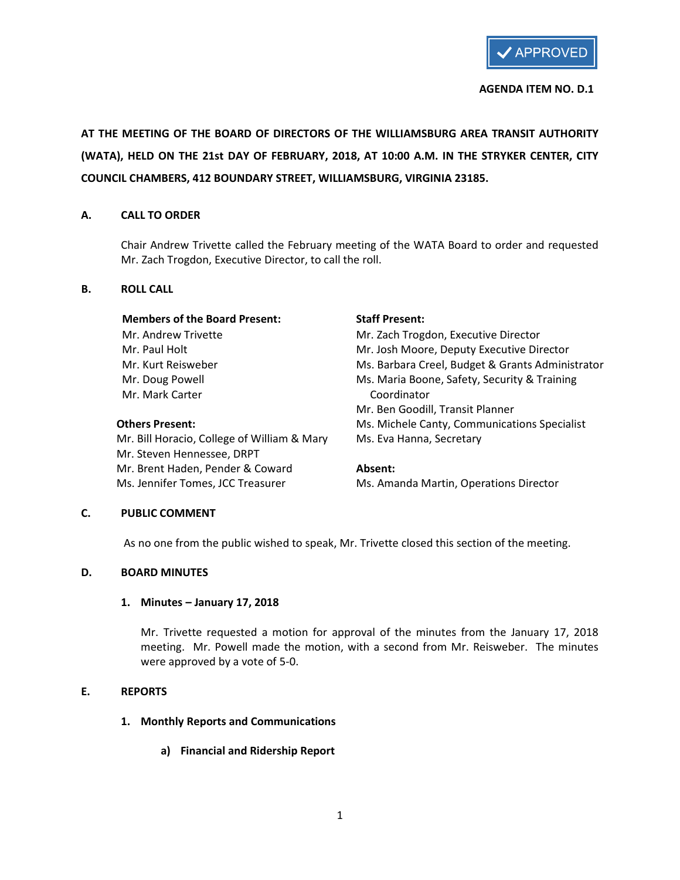✔ APPROVED

**AGENDA ITEM NO. D.1**

**AT THE MEETING OF THE BOARD OF DIRECTORS OF THE WILLIAMSBURG AREA TRANSIT AUTHORITY (WATA), HELD ON THE 21st DAY OF FEBRUARY, 2018, AT 10:00 A.M. IN THE STRYKER CENTER, CITY COUNCIL CHAMBERS, 412 BOUNDARY STREET, WILLIAMSBURG, VIRGINIA 23185.**

## A. CALL TO ORDER

Chair Andrew Trivette called the February meeting of the WATA Board to order and requested Mr. Zach Trogdon, Executive Director, to call the roll.

## B. ROLL CALL

**Members of the Board Present:**
Mr. Andrew Trivette
Mr. Paul Holt
Mr. Kurt Reisweber
Mr. Doug Powell
Mr. Mark Carter

**Others Present:**
Mr. Bill Horacio, College of William & Mary
Mr. Steven Hennessee, DRPT
Mr. Brent Haden, Pender & Coward
Ms. Jennifer Tomes, JCC Treasurer

**Staff Present:**
Mr. Zach Trogdon, Executive Director
Mr. Josh Moore, Deputy Executive Director
Ms. Barbara Creel, Budget & Grants Administrator
Ms. Maria Boone, Safety, Security & Training Coordinator
Mr. Ben Goodill, Transit Planner
Ms. Michele Canty, Communications Specialist
Ms. Eva Hanna, Secretary

**Absent:**
Ms. Amanda Martin, Operations Director

## C. PUBLIC COMMENT

As no one from the public wished to speak, Mr. Trivette closed this section of the meeting.

## D. BOARD MINUTES

### 1. Minutes – January 17, 2018

Mr. Trivette requested a motion for approval of the minutes from the January 17, 2018 meeting. Mr. Powell made the motion, with a second from Mr. Reisweber. The minutes were approved by a vote of 5-0.

## E. REPORTS

### 1. Monthly Reports and Communications

#### a) Financial and Ridership Report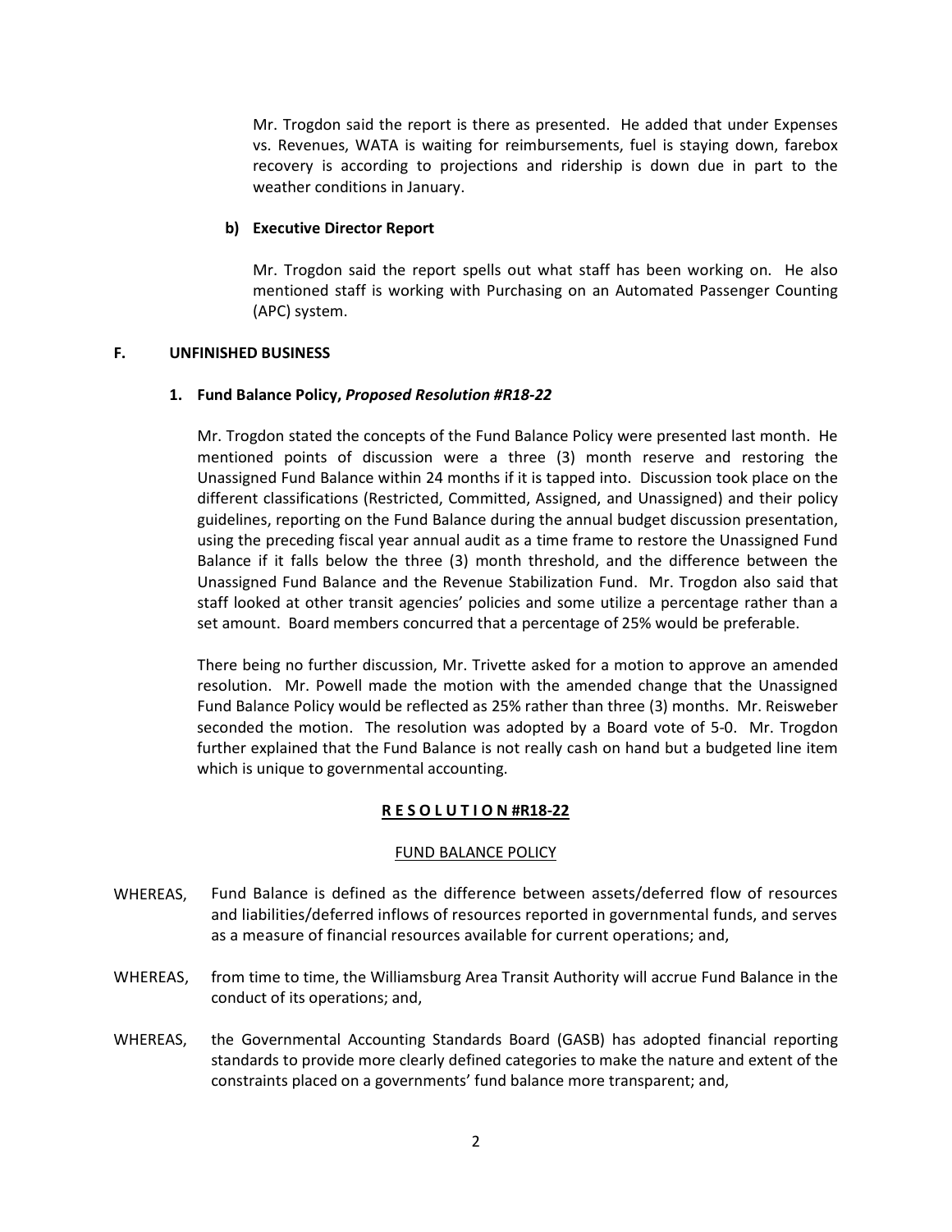Mr. Trogdon said the report is there as presented. He added that under Expenses vs. Revenues, WATA is waiting for reimbursements, fuel is staying down, farebox recovery is according to projections and ridership is down due in part to the weather conditions in January.

**b) Executive Director Report**

Mr. Trogdon said the report spells out what staff has been working on. He also mentioned staff is working with Purchasing on an Automated Passenger Counting (APC) system.

## F. UNFINISHED BUSINESS

### 1. Fund Balance Policy, *Proposed Resolution #R18-22*

Mr. Trogdon stated the concepts of the Fund Balance Policy were presented last month. He mentioned points of discussion were a three (3) month reserve and restoring the Unassigned Fund Balance within 24 months if it is tapped into. Discussion took place on the different classifications (Restricted, Committed, Assigned, and Unassigned) and their policy guidelines, reporting on the Fund Balance during the annual budget discussion presentation, using the preceding fiscal year annual audit as a time frame to restore the Unassigned Fund Balance if it falls below the three (3) month threshold, and the difference between the Unassigned Fund Balance and the Revenue Stabilization Fund. Mr. Trogdon also said that staff looked at other transit agencies' policies and some utilize a percentage rather than a set amount. Board members concurred that a percentage of 25% would be preferable.

There being no further discussion, Mr. Trivette asked for a motion to approve an amended resolution. Mr. Powell made the motion with the amended change that the Unassigned Fund Balance Policy would be reflected as 25% rather than three (3) months. Mr. Reisweber seconded the motion. The resolution was adopted by a Board vote of 5-0. Mr. Trogdon further explained that the Fund Balance is not really cash on hand but a budgeted line item which is unique to governmental accounting.

**R E S O L U T I O N #R18-22**

FUND BALANCE POLICY

WHEREAS, Fund Balance is defined as the difference between assets/deferred flow of resources and liabilities/deferred inflows of resources reported in governmental funds, and serves as a measure of financial resources available for current operations; and,

WHEREAS, from time to time, the Williamsburg Area Transit Authority will accrue Fund Balance in the conduct of its operations; and,

WHEREAS, the Governmental Accounting Standards Board (GASB) has adopted financial reporting standards to provide more clearly defined categories to make the nature and extent of the constraints placed on a governments' fund balance more transparent; and,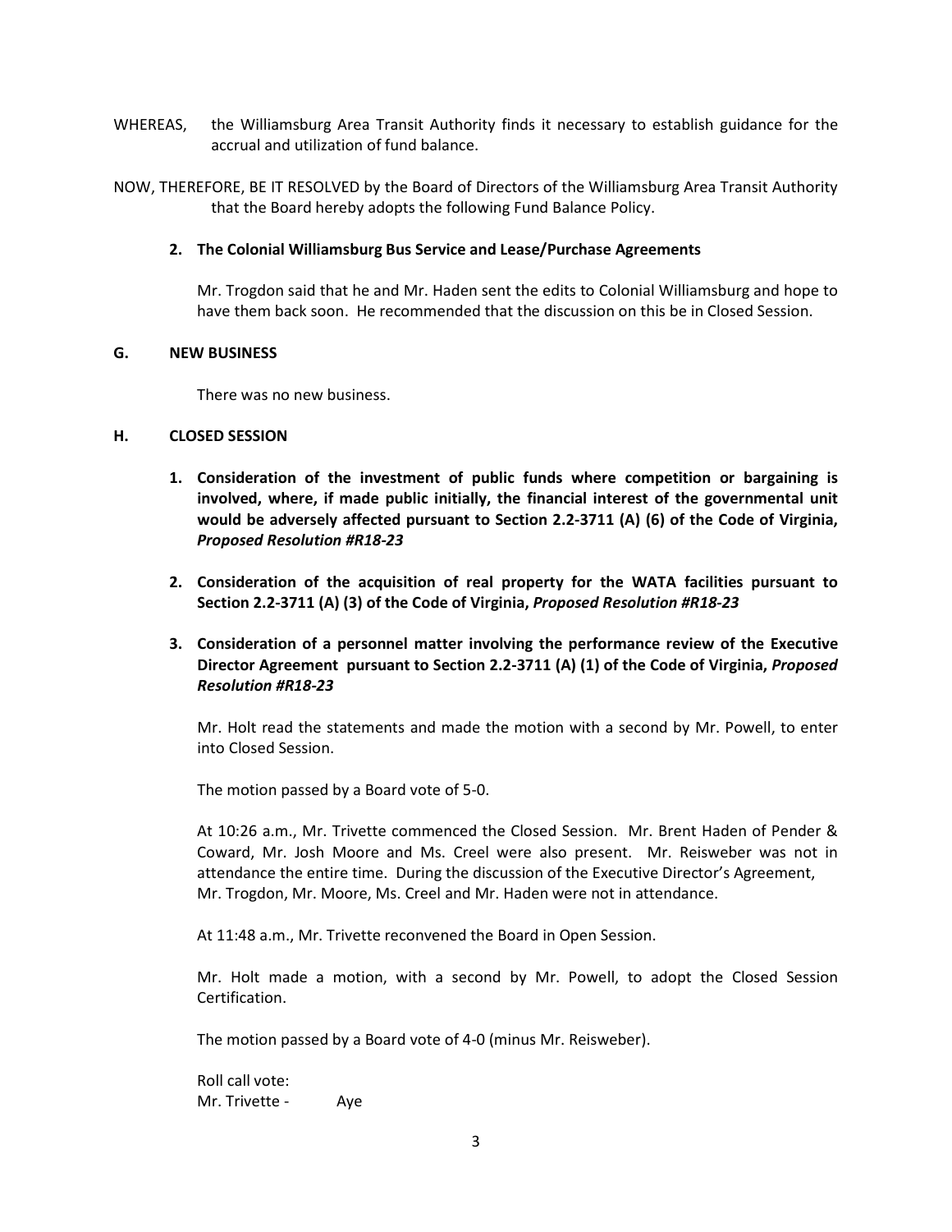WHEREAS, the Williamsburg Area Transit Authority finds it necessary to establish guidance for the accrual and utilization of fund balance.

NOW, THEREFORE, BE IT RESOLVED by the Board of Directors of the Williamsburg Area Transit Authority that the Board hereby adopts the following Fund Balance Policy.

**2. The Colonial Williamsburg Bus Service and Lease/Purchase Agreements**

Mr. Trogdon said that he and Mr. Haden sent the edits to Colonial Williamsburg and hope to have them back soon. He recommended that the discussion on this be in Closed Session.

## G. NEW BUSINESS

There was no new business.

## H. CLOSED SESSION

1. **Consideration of the investment of public funds where competition or bargaining is involved, where, if made public initially, the financial interest of the governmental unit would be adversely affected pursuant to Section 2.2-3711 (A) (6) of the Code of Virginia, *Proposed Resolution #R18-23***

2. **Consideration of the acquisition of real property for the WATA facilities pursuant to Section 2.2-3711 (A) (3) of the Code of Virginia, *Proposed Resolution #R18-23***

3. **Consideration of a personnel matter involving the performance review of the Executive Director Agreement pursuant to Section 2.2-3711 (A) (1) of the Code of Virginia, *Proposed Resolution #R18-23***

Mr. Holt read the statements and made the motion with a second by Mr. Powell, to enter into Closed Session.

The motion passed by a Board vote of 5-0.

At 10:26 a.m., Mr. Trivette commenced the Closed Session. Mr. Brent Haden of Pender & Coward, Mr. Josh Moore and Ms. Creel were also present. Mr. Reisweber was not in attendance the entire time. During the discussion of the Executive Director's Agreement, Mr. Trogdon, Mr. Moore, Ms. Creel and Mr. Haden were not in attendance.

At 11:48 a.m., Mr. Trivette reconvened the Board in Open Session.

Mr. Holt made a motion, with a second by Mr. Powell, to adopt the Closed Session Certification.

The motion passed by a Board vote of 4-0 (minus Mr. Reisweber).

Roll call vote:
Mr. Trivette - Aye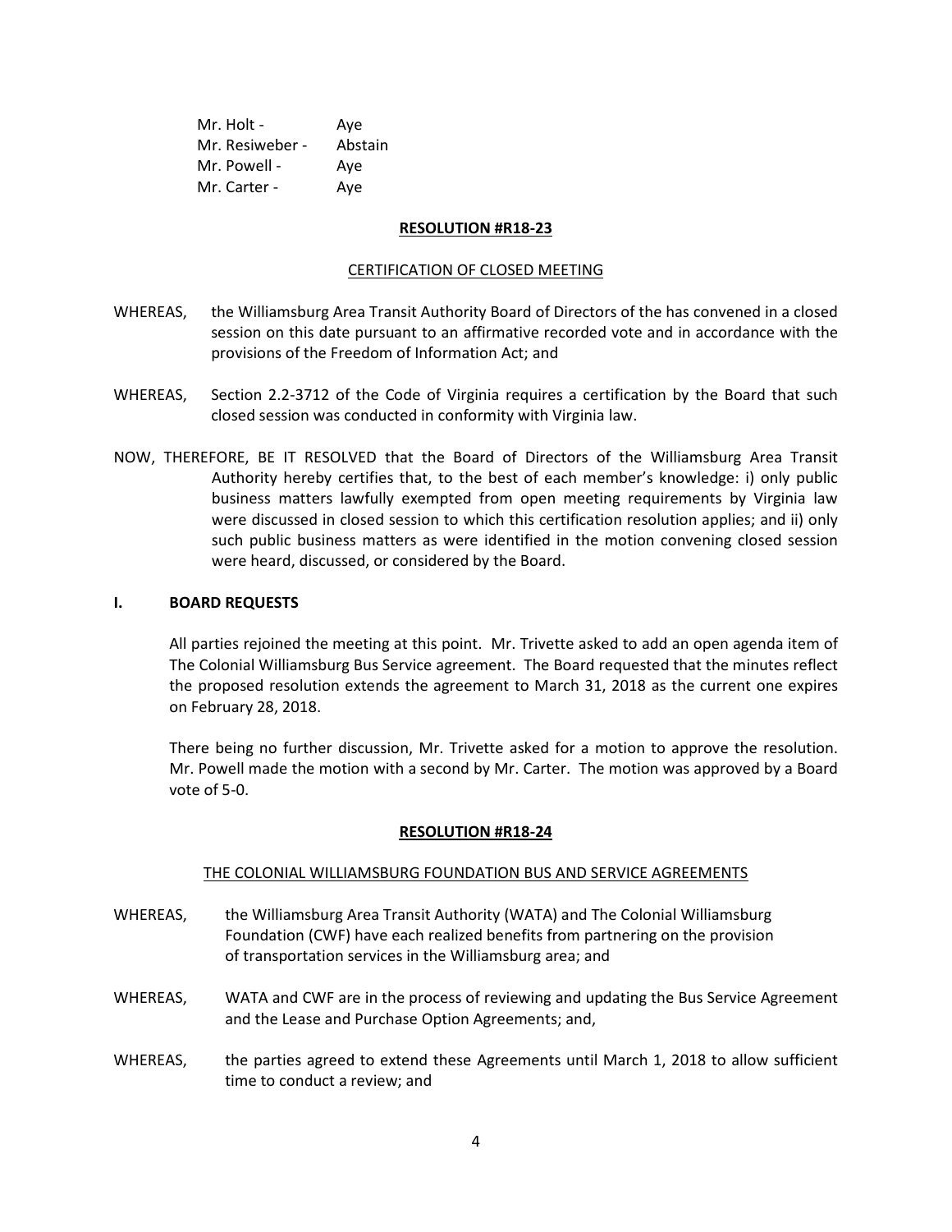Mr. Holt - Aye
Mr. Resiweber - Abstain
Mr. Powell - Aye
Mr. Carter - Aye

**RESOLUTION #R18-23**

CERTIFICATION OF CLOSED MEETING

WHEREAS, the Williamsburg Area Transit Authority Board of Directors of the has convened in a closed session on this date pursuant to an affirmative recorded vote and in accordance with the provisions of the Freedom of Information Act; and

WHEREAS, Section 2.2-3712 of the Code of Virginia requires a certification by the Board that such closed session was conducted in conformity with Virginia law.

NOW, THEREFORE, BE IT RESOLVED that the Board of Directors of the Williamsburg Area Transit Authority hereby certifies that, to the best of each member's knowledge: i) only public business matters lawfully exempted from open meeting requirements by Virginia law were discussed in closed session to which this certification resolution applies; and ii) only such public business matters as were identified in the motion convening closed session were heard, discussed, or considered by the Board.

**I. BOARD REQUESTS**

All parties rejoined the meeting at this point. Mr. Trivette asked to add an open agenda item of The Colonial Williamsburg Bus Service agreement. The Board requested that the minutes reflect the proposed resolution extends the agreement to March 31, 2018 as the current one expires on February 28, 2018.

There being no further discussion, Mr. Trivette asked for a motion to approve the resolution. Mr. Powell made the motion with a second by Mr. Carter. The motion was approved by a Board vote of 5-0.

**RESOLUTION #R18-24**

THE COLONIAL WILLIAMSBURG FOUNDATION BUS AND SERVICE AGREEMENTS

WHEREAS, the Williamsburg Area Transit Authority (WATA) and The Colonial Williamsburg Foundation (CWF) have each realized benefits from partnering on the provision of transportation services in the Williamsburg area; and

WHEREAS, WATA and CWF are in the process of reviewing and updating the Bus Service Agreement and the Lease and Purchase Option Agreements; and,

WHEREAS, the parties agreed to extend these Agreements until March 1, 2018 to allow sufficient time to conduct a review; and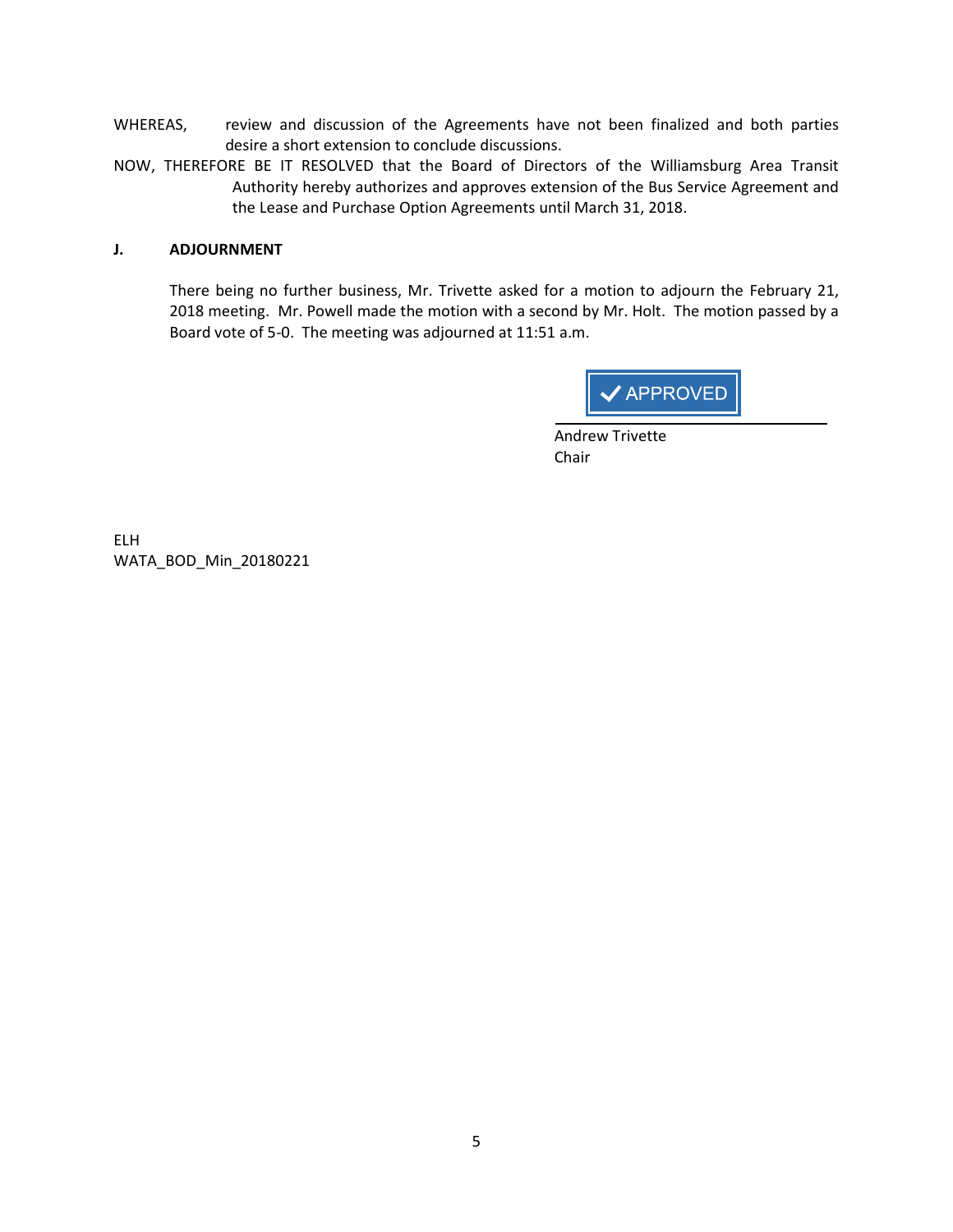WHEREAS, review and discussion of the Agreements have not been finalized and both parties desire a short extension to conclude discussions.

NOW, THEREFORE BE IT RESOLVED that the Board of Directors of the Williamsburg Area Transit Authority hereby authorizes and approves extension of the Bus Service Agreement and the Lease and Purchase Option Agreements until March 31, 2018.

**J. ADJOURNMENT**

There being no further business, Mr. Trivette asked for a motion to adjourn the February 21, 2018 meeting. Mr. Powell made the motion with a second by Mr. Holt. The motion passed by a Board vote of 5-0. The meeting was adjourned at 11:51 a.m.

✓ APPROVED

Andrew Trivette
Chair

ELH
WATA_BOD_Min_20180221